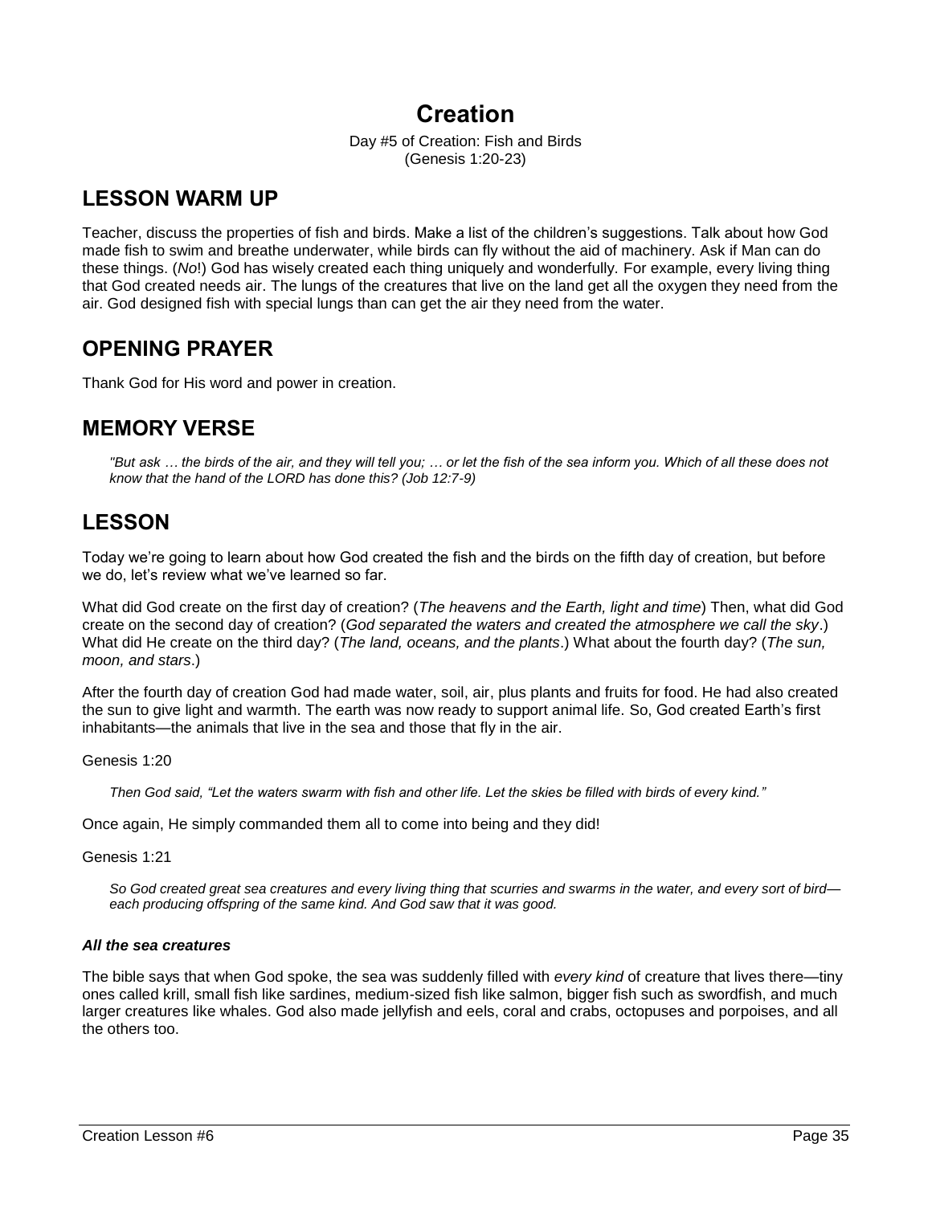# Creation

Day #5 of Creation: Fish and Birds
(Genesis 1:20-23)

## LESSON WARM UP

Teacher, discuss the properties of fish and birds. Make a list of the children's suggestions. Talk about how God made fish to swim and breathe underwater, while birds can fly without the aid of machinery. Ask if Man can do these things. (*No*!) God has wisely created each thing uniquely and wonderfully. For example, every living thing that God created needs air. The lungs of the creatures that live on the land get all the oxygen they need from the air. God designed fish with special lungs than can get the air they need from the water.

## OPENING PRAYER

Thank God for His word and power in creation.

## MEMORY VERSE

> *"But ask … the birds of the air, and they will tell you; … or let the fish of the sea inform you. Which of all these does not know that the hand of the LORD has done this? (Job 12:7-9)*

## LESSON

Today we're going to learn about how God created the fish and the birds on the fifth day of creation, but before we do, let's review what we've learned so far.

What did God create on the first day of creation? (*The heavens and the Earth, light and time*) Then, what did God create on the second day of creation? (*God separated the waters and created the atmosphere we call the sky*.) What did He create on the third day? (*The land, oceans, and the plants*.) What about the fourth day? (*The sun, moon, and stars*.)

After the fourth day of creation God had made water, soil, air, plus plants and fruits for food. He had also created the sun to give light and warmth. The earth was now ready to support animal life. So, God created Earth's first inhabitants—the animals that live in the sea and those that fly in the air.

Genesis 1:20

> *Then God said, "Let the waters swarm with fish and other life. Let the skies be filled with birds of every kind."*

Once again, He simply commanded them all to come into being and they did!

Genesis 1:21

> *So God created great sea creatures and every living thing that scurries and swarms in the water, and every sort of bird—each producing offspring of the same kind. And God saw that it was good.*

***All the sea creatures***

The bible says that when God spoke, the sea was suddenly filled with *every kind* of creature that lives there—tiny ones called krill, small fish like sardines, medium-sized fish like salmon, bigger fish such as swordfish, and much larger creatures like whales. God also made jellyfish and eels, coral and crabs, octopuses and porpoises, and all the others too.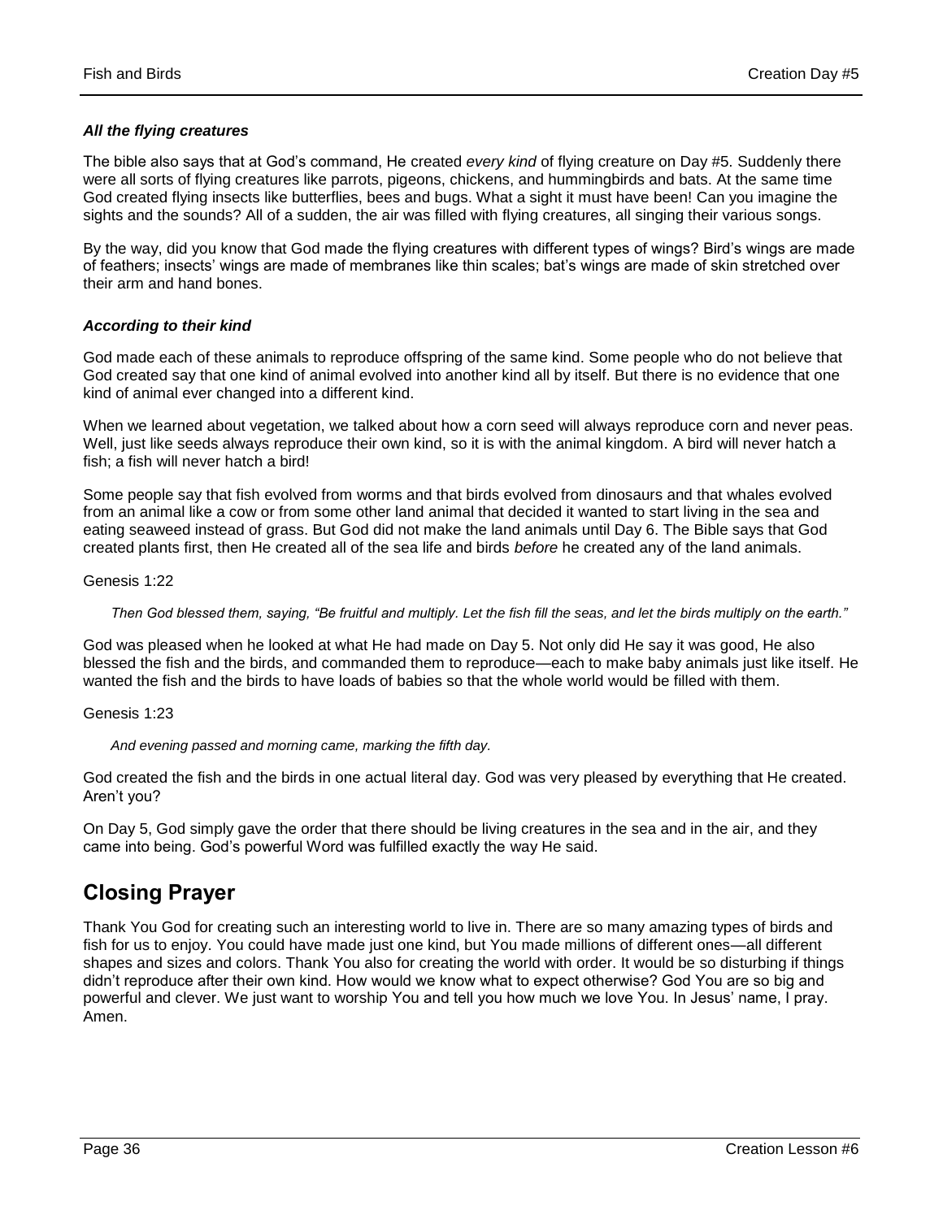### *All the flying creatures*

The bible also says that at God's command, He created *every kind* of flying creature on Day #5. Suddenly there were all sorts of flying creatures like parrots, pigeons, chickens, and hummingbirds and bats. At the same time God created flying insects like butterflies, bees and bugs. What a sight it must have been! Can you imagine the sights and the sounds? All of a sudden, the air was filled with flying creatures, all singing their various songs.

By the way, did you know that God made the flying creatures with different types of wings? Bird's wings are made of feathers; insects' wings are made of membranes like thin scales; bat's wings are made of skin stretched over their arm and hand bones.

### *According to their kind*

God made each of these animals to reproduce offspring of the same kind. Some people who do not believe that God created say that one kind of animal evolved into another kind all by itself. But there is no evidence that one kind of animal ever changed into a different kind.

When we learned about vegetation, we talked about how a corn seed will always reproduce corn and never peas. Well, just like seeds always reproduce their own kind, so it is with the animal kingdom. A bird will never hatch a fish; a fish will never hatch a bird!

Some people say that fish evolved from worms and that birds evolved from dinosaurs and that whales evolved from an animal like a cow or from some other land animal that decided it wanted to start living in the sea and eating seaweed instead of grass. But God did not make the land animals until Day 6. The Bible says that God created plants first, then He created all of the sea life and birds *before* he created any of the land animals.

Genesis 1:22

> *Then God blessed them, saying, "Be fruitful and multiply. Let the fish fill the seas, and let the birds multiply on the earth."*

God was pleased when he looked at what He had made on Day 5. Not only did He say it was good, He also blessed the fish and the birds, and commanded them to reproduce—each to make baby animals just like itself. He wanted the fish and the birds to have loads of babies so that the whole world would be filled with them.

Genesis 1:23

> *And evening passed and morning came, marking the fifth day.*

God created the fish and the birds in one actual literal day. God was very pleased by everything that He created. Aren't you?

On Day 5, God simply gave the order that there should be living creatures in the sea and in the air, and they came into being. God's powerful Word was fulfilled exactly the way He said.

## Closing Prayer

Thank You God for creating such an interesting world to live in. There are so many amazing types of birds and fish for us to enjoy. You could have made just one kind, but You made millions of different ones—all different shapes and sizes and colors. Thank You also for creating the world with order. It would be so disturbing if things didn't reproduce after their own kind. How would we know what to expect otherwise? God You are so big and powerful and clever. We just want to worship You and tell you how much we love You. In Jesus' name, I pray. Amen.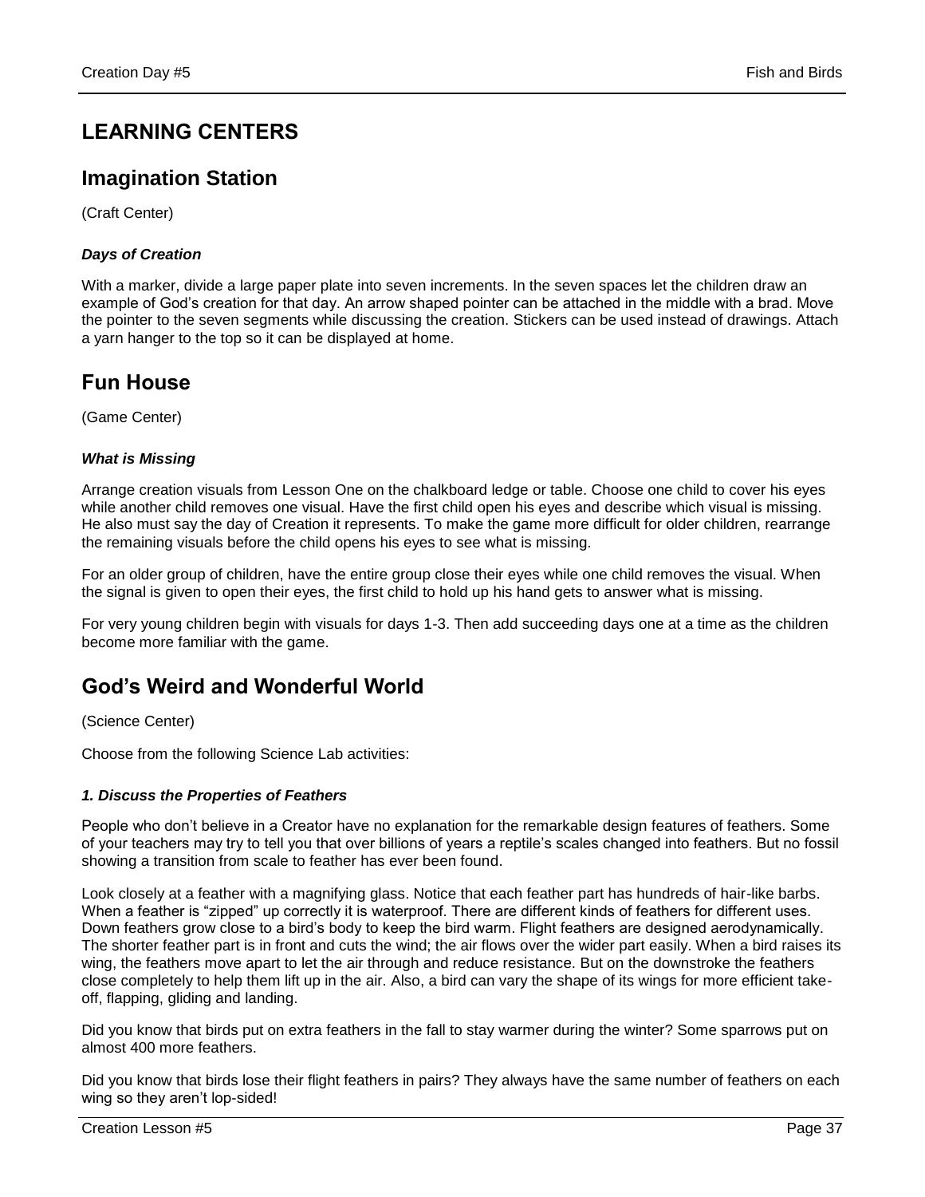# LEARNING CENTERS

## Imagination Station

(Craft Center)

### *Days of Creation*

With a marker, divide a large paper plate into seven increments. In the seven spaces let the children draw an example of God's creation for that day. An arrow shaped pointer can be attached in the middle with a brad. Move the pointer to the seven segments while discussing the creation. Stickers can be used instead of drawings. Attach a yarn hanger to the top so it can be displayed at home.

## Fun House

(Game Center)

### *What is Missing*

Arrange creation visuals from Lesson One on the chalkboard ledge or table. Choose one child to cover his eyes while another child removes one visual. Have the first child open his eyes and describe which visual is missing. He also must say the day of Creation it represents. To make the game more difficult for older children, rearrange the remaining visuals before the child opens his eyes to see what is missing.

For an older group of children, have the entire group close their eyes while one child removes the visual. When the signal is given to open their eyes, the first child to hold up his hand gets to answer what is missing.

For very young children begin with visuals for days 1-3. Then add succeeding days one at a time as the children become more familiar with the game.

## God's Weird and Wonderful World

(Science Center)

Choose from the following Science Lab activities:

### *1. Discuss the Properties of Feathers*

People who don't believe in a Creator have no explanation for the remarkable design features of feathers. Some of your teachers may try to tell you that over billions of years a reptile's scales changed into feathers. But no fossil showing a transition from scale to feather has ever been found.

Look closely at a feather with a magnifying glass. Notice that each feather part has hundreds of hair-like barbs. When a feather is "zipped" up correctly it is waterproof. There are different kinds of feathers for different uses. Down feathers grow close to a bird's body to keep the bird warm. Flight feathers are designed aerodynamically. The shorter feather part is in front and cuts the wind; the air flows over the wider part easily. When a bird raises its wing, the feathers move apart to let the air through and reduce resistance. But on the downstroke the feathers close completely to help them lift up in the air. Also, a bird can vary the shape of its wings for more efficient take-off, flapping, gliding and landing.

Did you know that birds put on extra feathers in the fall to stay warmer during the winter? Some sparrows put on almost 400 more feathers.

Did you know that birds lose their flight feathers in pairs? They always have the same number of feathers on each wing so they aren't lop-sided!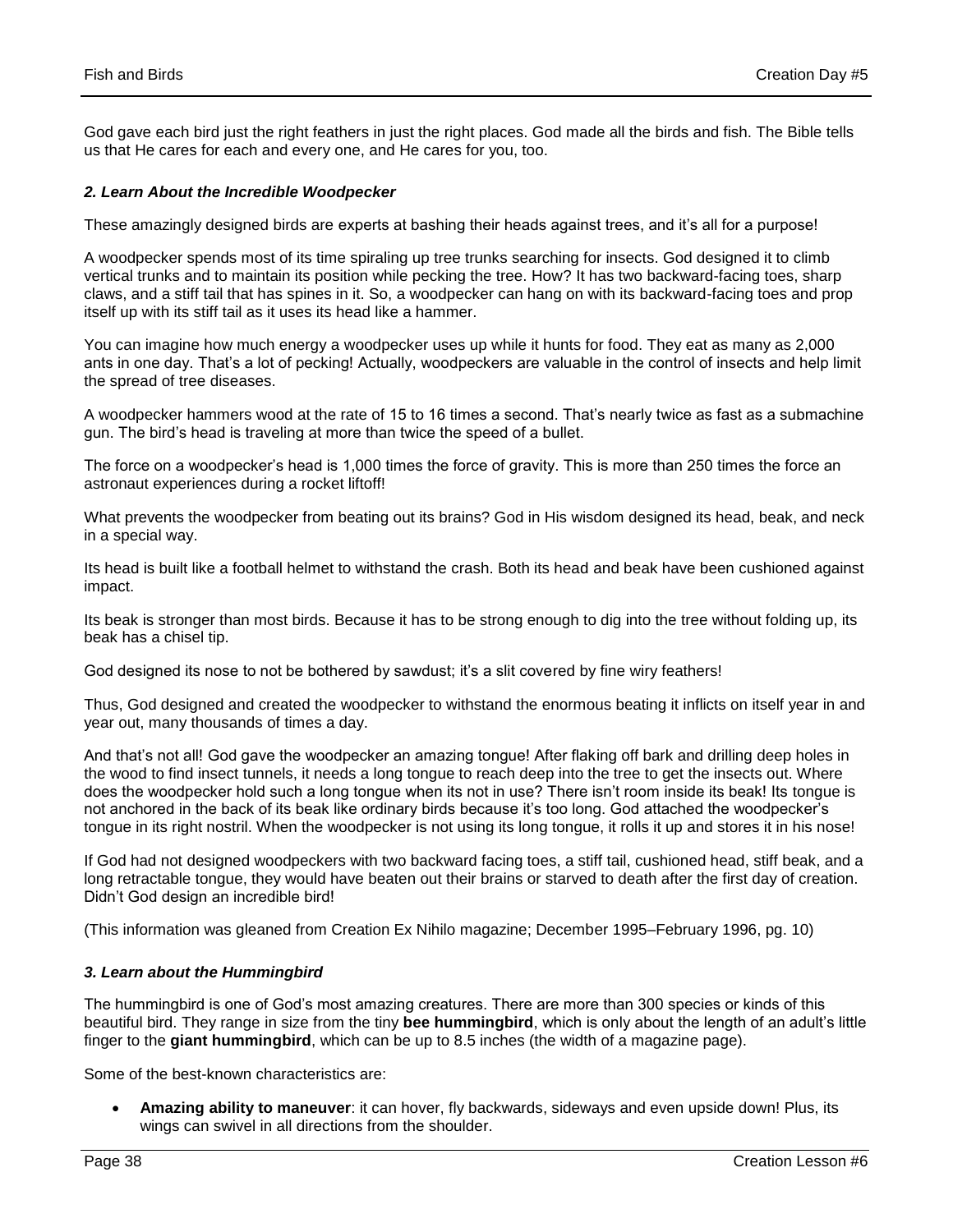God gave each bird just the right feathers in just the right places. God made all the birds and fish. The Bible tells us that He cares for each and every one, and He cares for you, too.

### *2. Learn About the Incredible Woodpecker*

These amazingly designed birds are experts at bashing their heads against trees, and it's all for a purpose!

A woodpecker spends most of its time spiraling up tree trunks searching for insects. God designed it to climb vertical trunks and to maintain its position while pecking the tree. How? It has two backward-facing toes, sharp claws, and a stiff tail that has spines in it. So, a woodpecker can hang on with its backward-facing toes and prop itself up with its stiff tail as it uses its head like a hammer.

You can imagine how much energy a woodpecker uses up while it hunts for food. They eat as many as 2,000 ants in one day. That's a lot of pecking! Actually, woodpeckers are valuable in the control of insects and help limit the spread of tree diseases.

A woodpecker hammers wood at the rate of 15 to 16 times a second. That's nearly twice as fast as a submachine gun. The bird's head is traveling at more than twice the speed of a bullet.

The force on a woodpecker's head is 1,000 times the force of gravity. This is more than 250 times the force an astronaut experiences during a rocket liftoff!

What prevents the woodpecker from beating out its brains? God in His wisdom designed its head, beak, and neck in a special way.

Its head is built like a football helmet to withstand the crash. Both its head and beak have been cushioned against impact.

Its beak is stronger than most birds. Because it has to be strong enough to dig into the tree without folding up, its beak has a chisel tip.

God designed its nose to not be bothered by sawdust; it's a slit covered by fine wiry feathers!

Thus, God designed and created the woodpecker to withstand the enormous beating it inflicts on itself year in and year out, many thousands of times a day.

And that's not all! God gave the woodpecker an amazing tongue! After flaking off bark and drilling deep holes in the wood to find insect tunnels, it needs a long tongue to reach deep into the tree to get the insects out. Where does the woodpecker hold such a long tongue when its not in use? There isn't room inside its beak! Its tongue is not anchored in the back of its beak like ordinary birds because it's too long. God attached the woodpecker's tongue in its right nostril. When the woodpecker is not using its long tongue, it rolls it up and stores it in his nose!

If God had not designed woodpeckers with two backward facing toes, a stiff tail, cushioned head, stiff beak, and a long retractable tongue, they would have beaten out their brains or starved to death after the first day of creation. Didn't God design an incredible bird!

(This information was gleaned from Creation Ex Nihilo magazine; December 1995–February 1996, pg. 10)

### *3. Learn about the Hummingbird*

The hummingbird is one of God's most amazing creatures. There are more than 300 species or kinds of this beautiful bird. They range in size from the tiny **bee hummingbird**, which is only about the length of an adult's little finger to the **giant hummingbird**, which can be up to 8.5 inches (the width of a magazine page).

Some of the best-known characteristics are:

- **Amazing ability to maneuver**: it can hover, fly backwards, sideways and even upside down! Plus, its wings can swivel in all directions from the shoulder.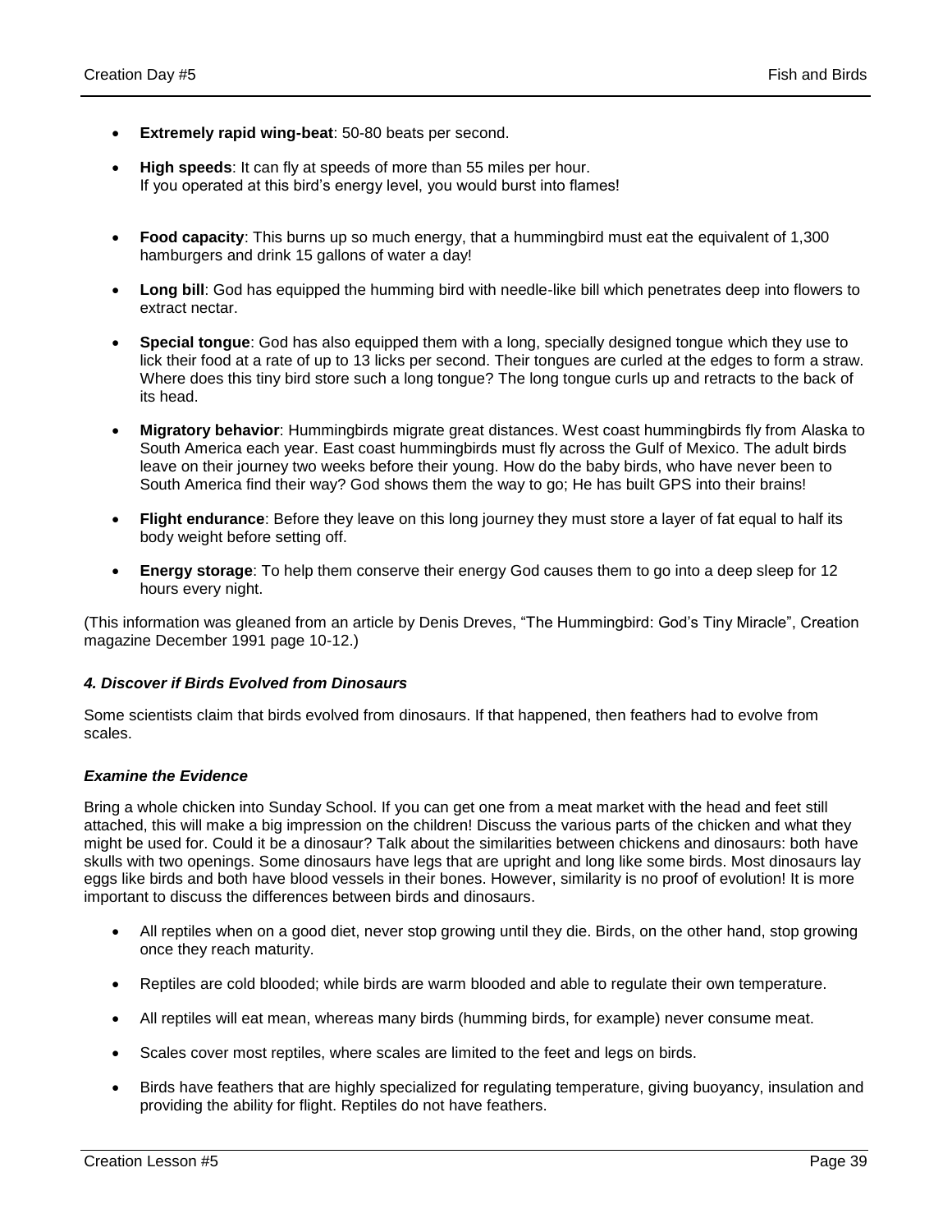- **Extremely rapid wing-beat**: 50-80 beats per second.
- **High speeds**: It can fly at speeds of more than 55 miles per hour. If you operated at this bird's energy level, you would burst into flames!
- **Food capacity**: This burns up so much energy, that a hummingbird must eat the equivalent of 1,300 hamburgers and drink 15 gallons of water a day!
- **Long bill**: God has equipped the humming bird with needle-like bill which penetrates deep into flowers to extract nectar.
- **Special tongue**: God has also equipped them with a long, specially designed tongue which they use to lick their food at a rate of up to 13 licks per second. Their tongues are curled at the edges to form a straw. Where does this tiny bird store such a long tongue? The long tongue curls up and retracts to the back of its head.
- **Migratory behavior**: Hummingbirds migrate great distances. West coast hummingbirds fly from Alaska to South America each year. East coast hummingbirds must fly across the Gulf of Mexico. The adult birds leave on their journey two weeks before their young. How do the baby birds, who have never been to South America find their way? God shows them the way to go; He has built GPS into their brains!
- **Flight endurance**: Before they leave on this long journey they must store a layer of fat equal to half its body weight before setting off.
- **Energy storage**: To help them conserve their energy God causes them to go into a deep sleep for 12 hours every night.

(This information was gleaned from an article by Denis Dreves, "The Hummingbird: God's Tiny Miracle", Creation magazine December 1991 page 10-12.)

### *4. Discover if Birds Evolved from Dinosaurs*

Some scientists claim that birds evolved from dinosaurs. If that happened, then feathers had to evolve from scales.

### *Examine the Evidence*

Bring a whole chicken into Sunday School. If you can get one from a meat market with the head and feet still attached, this will make a big impression on the children! Discuss the various parts of the chicken and what they might be used for. Could it be a dinosaur? Talk about the similarities between chickens and dinosaurs: both have skulls with two openings. Some dinosaurs have legs that are upright and long like some birds. Most dinosaurs lay eggs like birds and both have blood vessels in their bones. However, similarity is no proof of evolution! It is more important to discuss the differences between birds and dinosaurs.

- All reptiles when on a good diet, never stop growing until they die. Birds, on the other hand, stop growing once they reach maturity.
- Reptiles are cold blooded; while birds are warm blooded and able to regulate their own temperature.
- All reptiles will eat mean, whereas many birds (humming birds, for example) never consume meat.
- Scales cover most reptiles, where scales are limited to the feet and legs on birds.
- Birds have feathers that are highly specialized for regulating temperature, giving buoyancy, insulation and providing the ability for flight. Reptiles do not have feathers.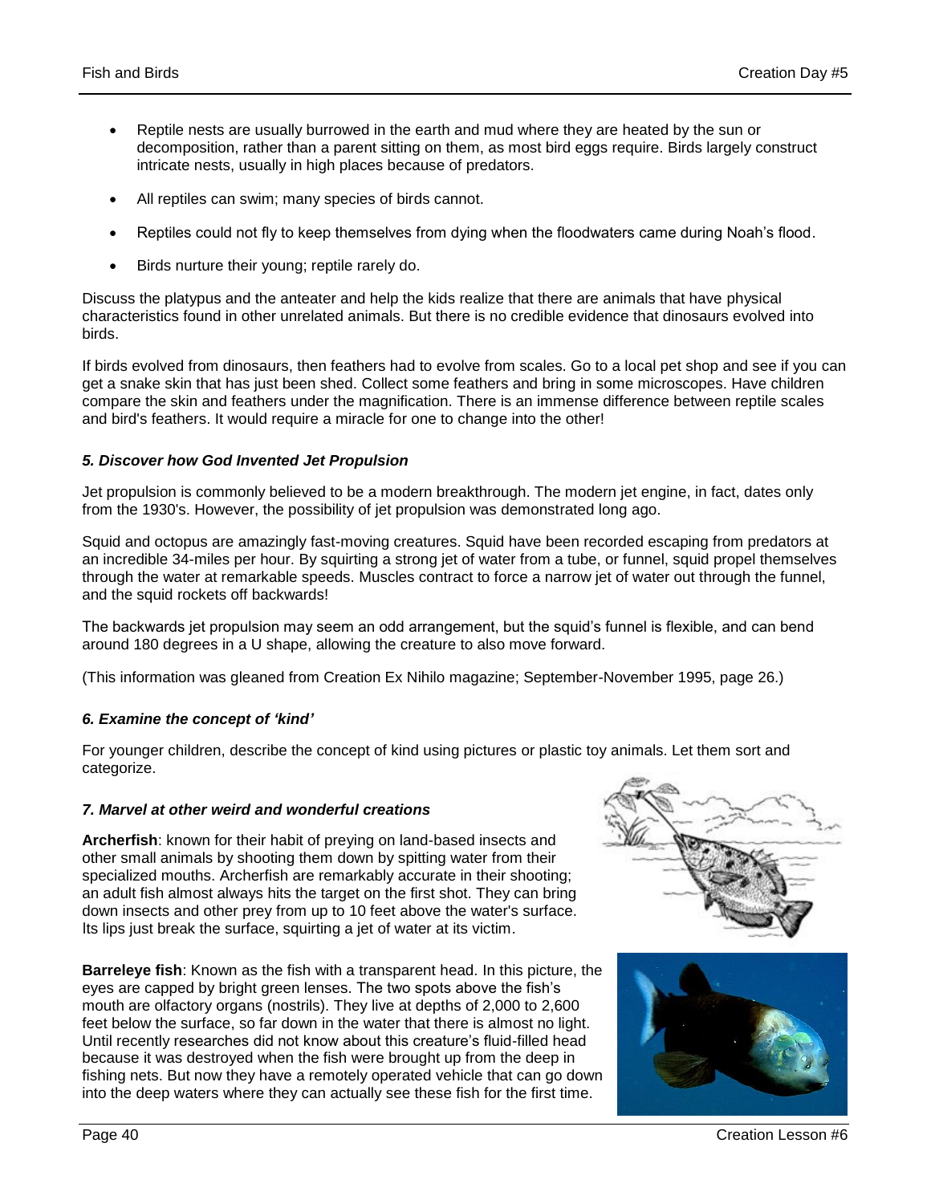- Reptile nests are usually burrowed in the earth and mud where they are heated by the sun or decomposition, rather than a parent sitting on them, as most bird eggs require. Birds largely construct intricate nests, usually in high places because of predators.
- All reptiles can swim; many species of birds cannot.
- Reptiles could not fly to keep themselves from dying when the floodwaters came during Noah's flood.
- Birds nurture their young; reptile rarely do.

Discuss the platypus and the anteater and help the kids realize that there are animals that have physical characteristics found in other unrelated animals. But there is no credible evidence that dinosaurs evolved into birds.

If birds evolved from dinosaurs, then feathers had to evolve from scales. Go to a local pet shop and see if you can get a snake skin that has just been shed. Collect some feathers and bring in some microscopes. Have children compare the skin and feathers under the magnification. There is an immense difference between reptile scales and bird's feathers. It would require a miracle for one to change into the other!

### *5. Discover how God Invented Jet Propulsion*

Jet propulsion is commonly believed to be a modern breakthrough. The modern jet engine, in fact, dates only from the 1930's. However, the possibility of jet propulsion was demonstrated long ago.

Squid and octopus are amazingly fast-moving creatures. Squid have been recorded escaping from predators at an incredible 34-miles per hour. By squirting a strong jet of water from a tube, or funnel, squid propel themselves through the water at remarkable speeds. Muscles contract to force a narrow jet of water out through the funnel, and the squid rockets off backwards!

The backwards jet propulsion may seem an odd arrangement, but the squid's funnel is flexible, and can bend around 180 degrees in a U shape, allowing the creature to also move forward.

(This information was gleaned from Creation Ex Nihilo magazine; September-November 1995, page 26.)

### *6. Examine the concept of 'kind'*

For younger children, describe the concept of kind using pictures or plastic toy animals. Let them sort and categorize.

### *7. Marvel at other weird and wonderful creations*

**Archerfish**: known for their habit of preying on land-based insects and other small animals by shooting them down by spitting water from their specialized mouths. Archerfish are remarkably accurate in their shooting; an adult fish almost always hits the target on the first shot. They can bring down insects and other prey from up to 10 feet above the water's surface. Its lips just break the surface, squirting a jet of water at its victim.

**Barreleye fish**: Known as the fish with a transparent head. In this picture, the eyes are capped by bright green lenses. The two spots above the fish's mouth are olfactory organs (nostrils). They live at depths of 2,000 to 2,600 feet below the surface, so far down in the water that there is almost no light. Until recently researches did not know about this creature's fluid-filled head because it was destroyed when the fish were brought up from the deep in fishing nets. But now they have a remotely operated vehicle that can go down into the deep waters where they can actually see these fish for the first time.